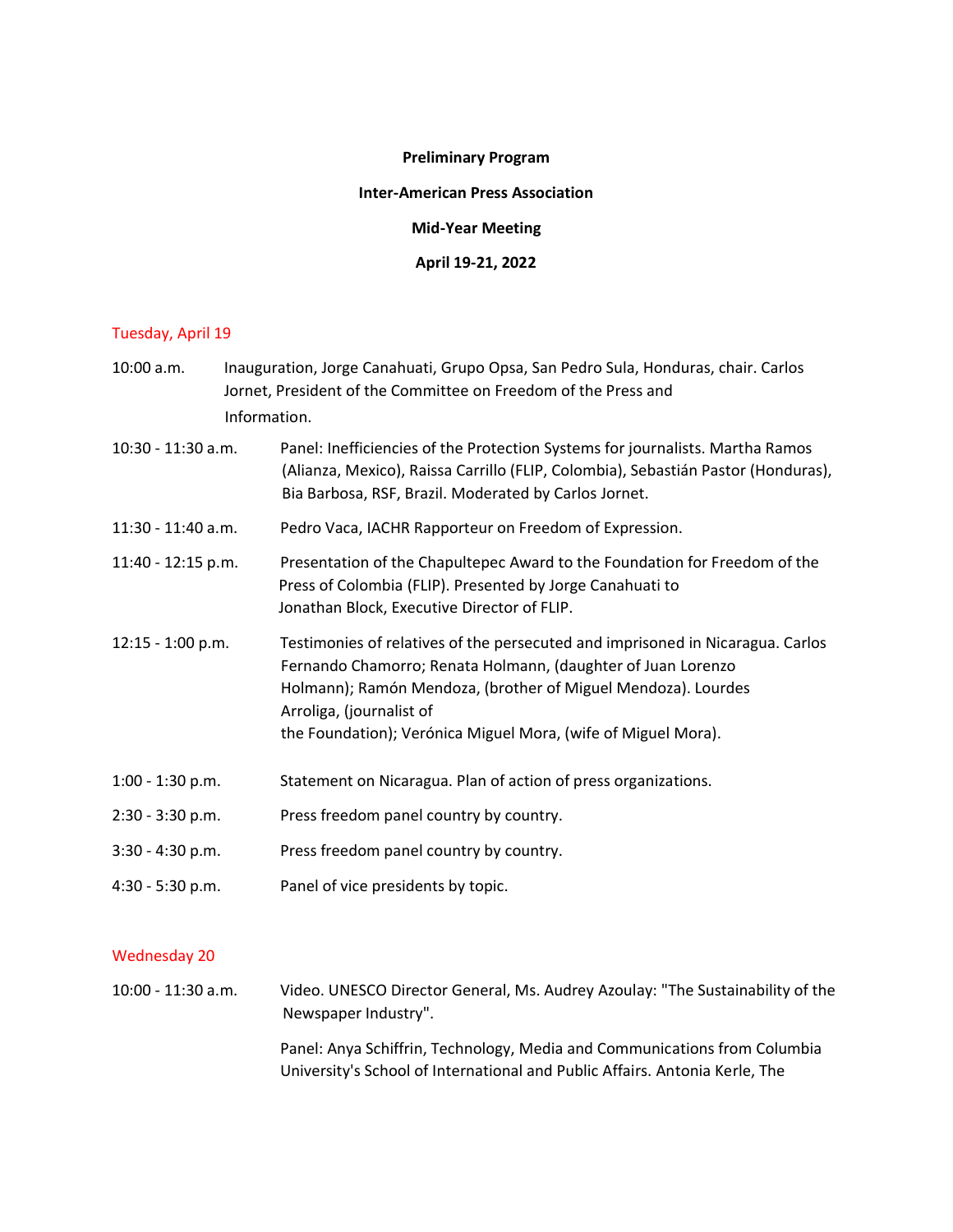**Preliminary Program**

**Inter-American Press Association**

**Mid-Year Meeting**

**April 19-21, 2022**

## Tuesday, April 19

10:00 a.m. Inauguration, Jorge Canahuati, Grupo Opsa, San Pedro Sula, Honduras, chair. Carlos Jornet, President of the Committee on Freedom of the Press and Information.

10:30 - 11:30 a.m. Panel: Inefficiencies of the Protection Systems for journalists. Martha Ramos (Alianza, Mexico), Raissa Carrillo (FLIP, Colombia), Sebastián Pastor (Honduras), Bia Barbosa, RSF, Brazil. Moderated by Carlos Jornet.

11:30 - 11:40 a.m. Pedro Vaca, IACHR Rapporteur on Freedom of Expression.

11:40 - 12:15 p.m. Presentation of the Chapultepec Award to the Foundation for Freedom of the Press of Colombia (FLIP). Presented by Jorge Canahuati to Jonathan Block, Executive Director of FLIP.

12:15 - 1:00 p.m. Testimonies of relatives of the persecuted and imprisoned in Nicaragua. Carlos Fernando Chamorro; Renata Holmann, (daughter of Juan Lorenzo Holmann); Ramón Mendoza, (brother of Miguel Mendoza). Lourdes Arroliga, (journalist of the Foundation); Verónica Miguel Mora, (wife of Miguel Mora).

1:00 - 1:30 p.m. Statement on Nicaragua. Plan of action of press organizations.

2:30 - 3:30 p.m. Press freedom panel country by country.

3:30 - 4:30 p.m. Press freedom panel country by country.

4:30 - 5:30 p.m. Panel of vice presidents by topic.

## Wednesday 20

10:00 - 11:30 a.m. Video. UNESCO Director General, Ms. Audrey Azoulay: "The Sustainability of the Newspaper Industry".

Panel: Anya Schiffrin, Technology, Media and Communications from Columbia University's School of International and Public Affairs. Antonia Kerle, The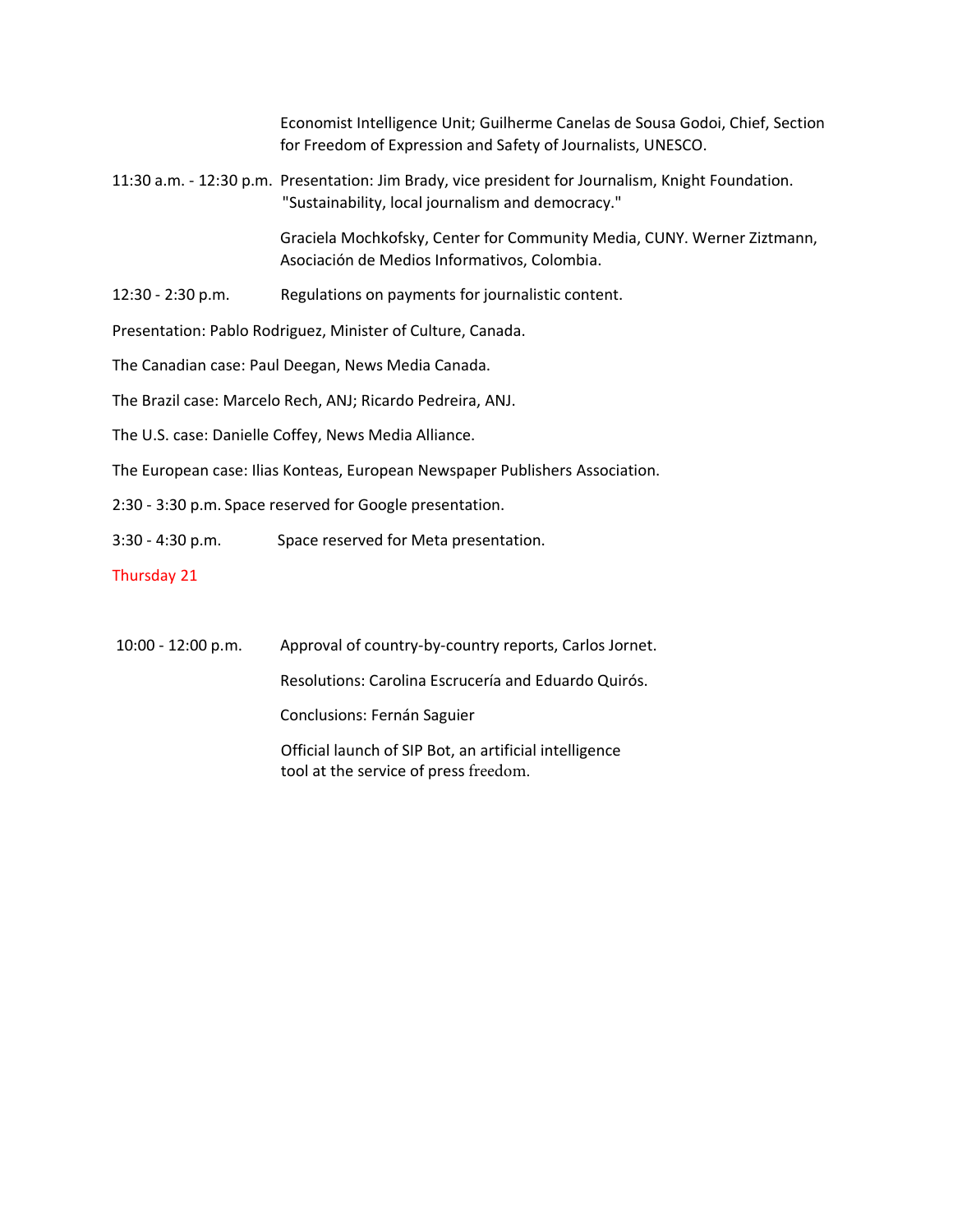Economist Intelligence Unit; Guilherme Canelas de Sousa Godoi, Chief, Section for Freedom of Expression and Safety of Journalists, UNESCO.

11:30 a.m. - 12:30 p.m. Presentation: Jim Brady, vice president for Journalism, Knight Foundation. "Sustainability, local journalism and democracy."

Graciela Mochkofsky, Center for Community Media, CUNY. Werner Ziztmann, Asociación de Medios Informativos, Colombia.

12:30 - 2:30 p.m. Regulations on payments for journalistic content.

Presentation: Pablo Rodriguez, Minister of Culture, Canada.

The Canadian case: Paul Deegan, News Media Canada.

The Brazil case: Marcelo Rech, ANJ; Ricardo Pedreira, ANJ.

The U.S. case: Danielle Coffey, News Media Alliance.

The European case: Ilias Konteas, European Newspaper Publishers Association.

2:30 - 3:30 p.m. Space reserved for Google presentation.

3:30 - 4:30 p.m. Space reserved for Meta presentation.

## Thursday 21

10:00 - 12:00 p.m. Approval of country-by-country reports, Carlos Jornet.

Resolutions: Carolina Escrucería and Eduardo Quirós.

Conclusions: Fernán Saguier

Official launch of SIP Bot, an artificial intelligence tool at the service of press freedom.